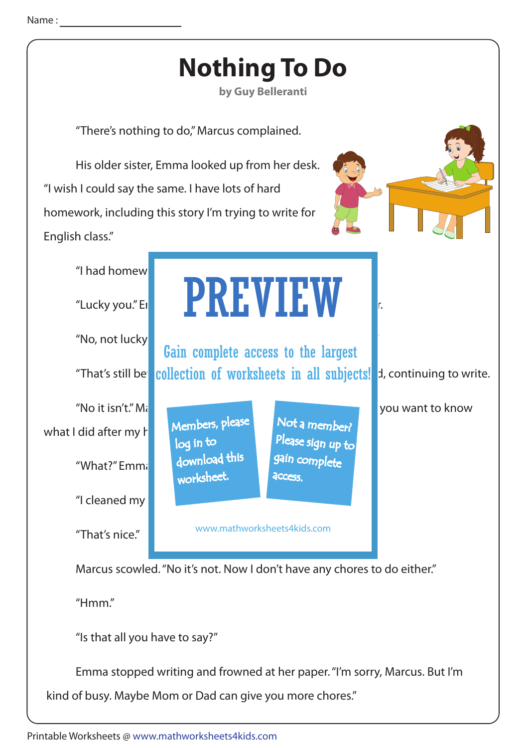Name :

# Nothing To Do

**by Guy Belleranti**

"There's nothing to do," Marcus complained.

His older sister, Emma looked up from her desk. "I wish I could say the same. I have lots of hard homework, including this story I'm trying to write for English class."

"I had homew

"Lucky you." Er r.

"No, not lucky

"That's still be d, continuing to write.

"No it isn't." Ma you want to know what I did after my h

"What?" Emma

"I cleaned my

"That's nice."

**PREVIEW**

Gain complete access to the largest collection of worksheets in all subjects!

Members, please log in to download this worksheet.

Not a member? Please sign up to gain complete access.

www.mathworksheets4kids.com

Marcus scowled. "No it's not. Now I don't have any chores to do either."

"Hmm."

"Is that all you have to say?"

Emma stopped writing and frowned at her paper. "I'm sorry, Marcus. But I'm kind of busy. Maybe Mom or Dad can give you more chores."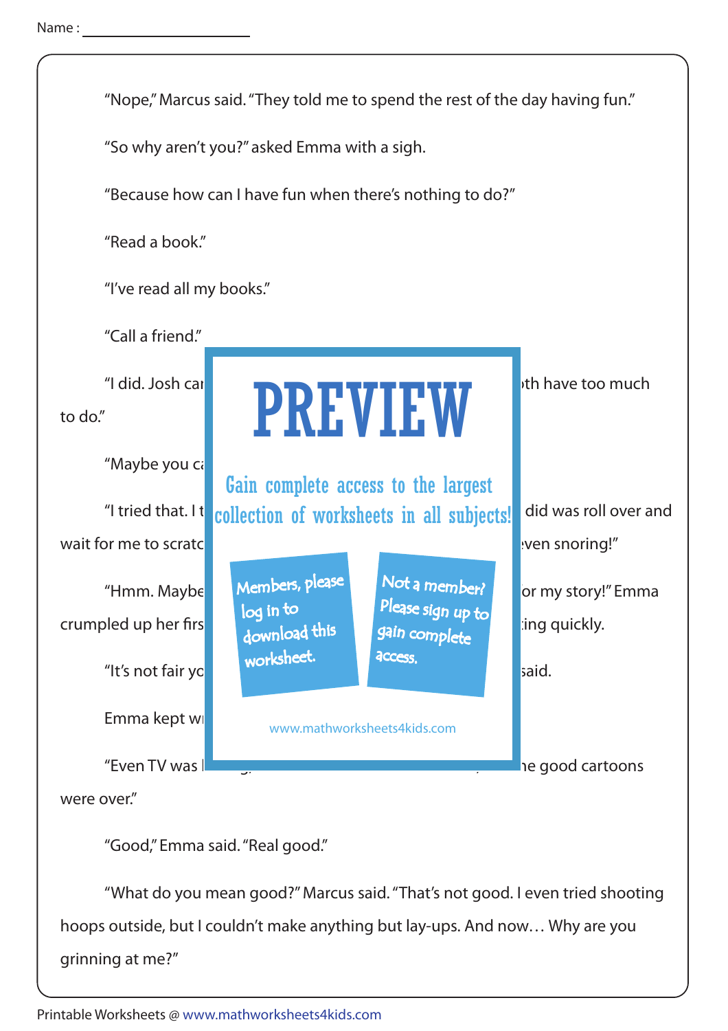Name : ____________________

"Nope," Marcus said. "They told me to spend the rest of the day having fun."

"So why aren't you?" asked Emma with a sigh.

"Because how can I have fun when there's nothing to do?"

"Read a book."

"I've read all my books."

"Call a friend."

"I did. Josh car ... th have too much to do."

"Maybe you ca

"I tried that. I t ... did was roll over and wait for me to scratc ... even snoring!"

"Hmm. Maybe ... or my story!" Emma crumpled up her firs ... ing quickly.

"It's not fair yo ... said.

Emma kept wr

"Even TV was ... he good cartoons were over."

"Good," Emma said. "Real good."

"What do you mean good?" Marcus said. "That's not good. I even tried shooting hoops outside, but I couldn't make anything but lay-ups. And now… Why are you grinning at me?"

Printable Worksheets @ www.mathworksheets4kids.com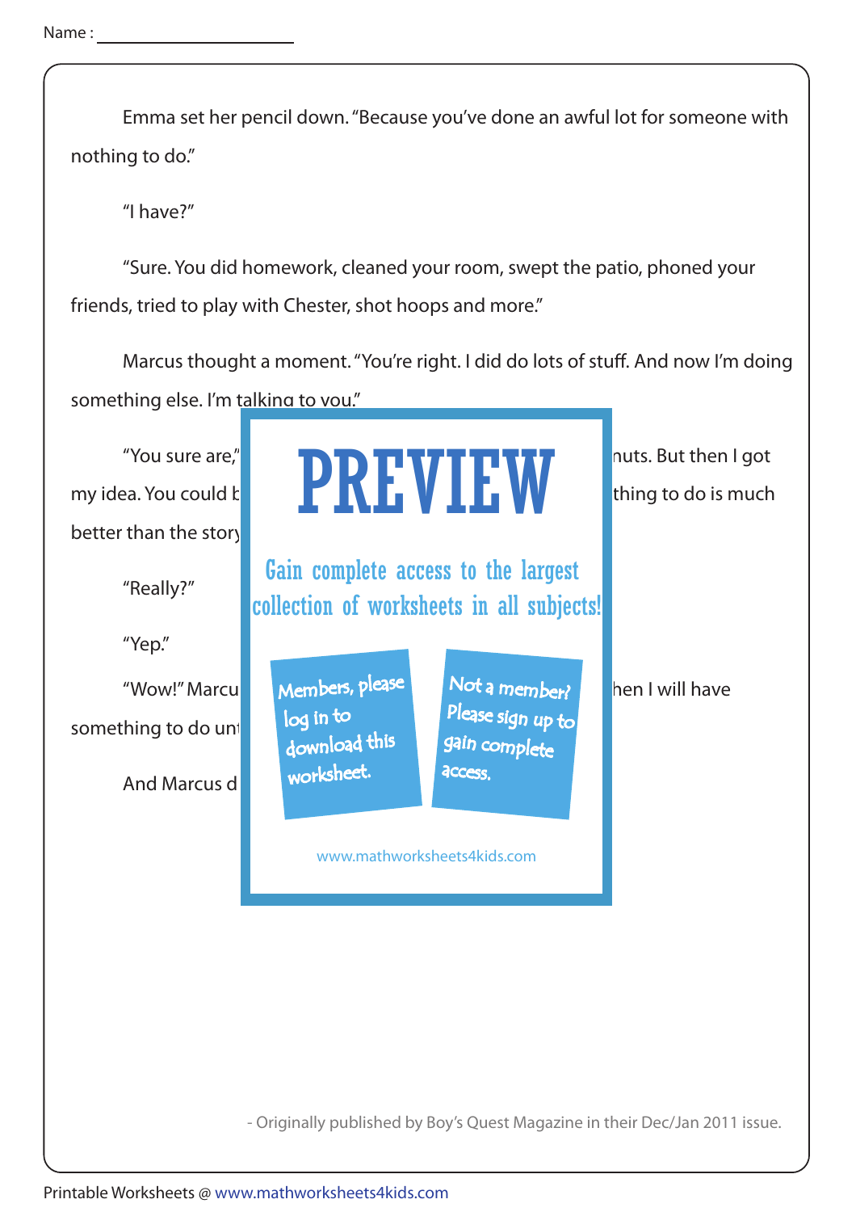Name : ______________________

Emma set her pencil down. "Because you've done an awful lot for someone with nothing to do."

"I have?"

"Sure. You did homework, cleaned your room, swept the patio, phoned your friends, tried to play with Chester, shot hoops and more."

Marcus thought a moment. "You're right. I did do lots of stuff. And now I'm doing something else. I'm talking to you."

"You sure are," ... nuts. But then I got my idea. You could b... thing to do is much better than the story...

"Really?"

"Yep."

"Wow!" Marcu... hen I will have something to do unt...

And Marcus d...

- Originally published by Boy's Quest Magazine in their Dec/Jan 2011 issue.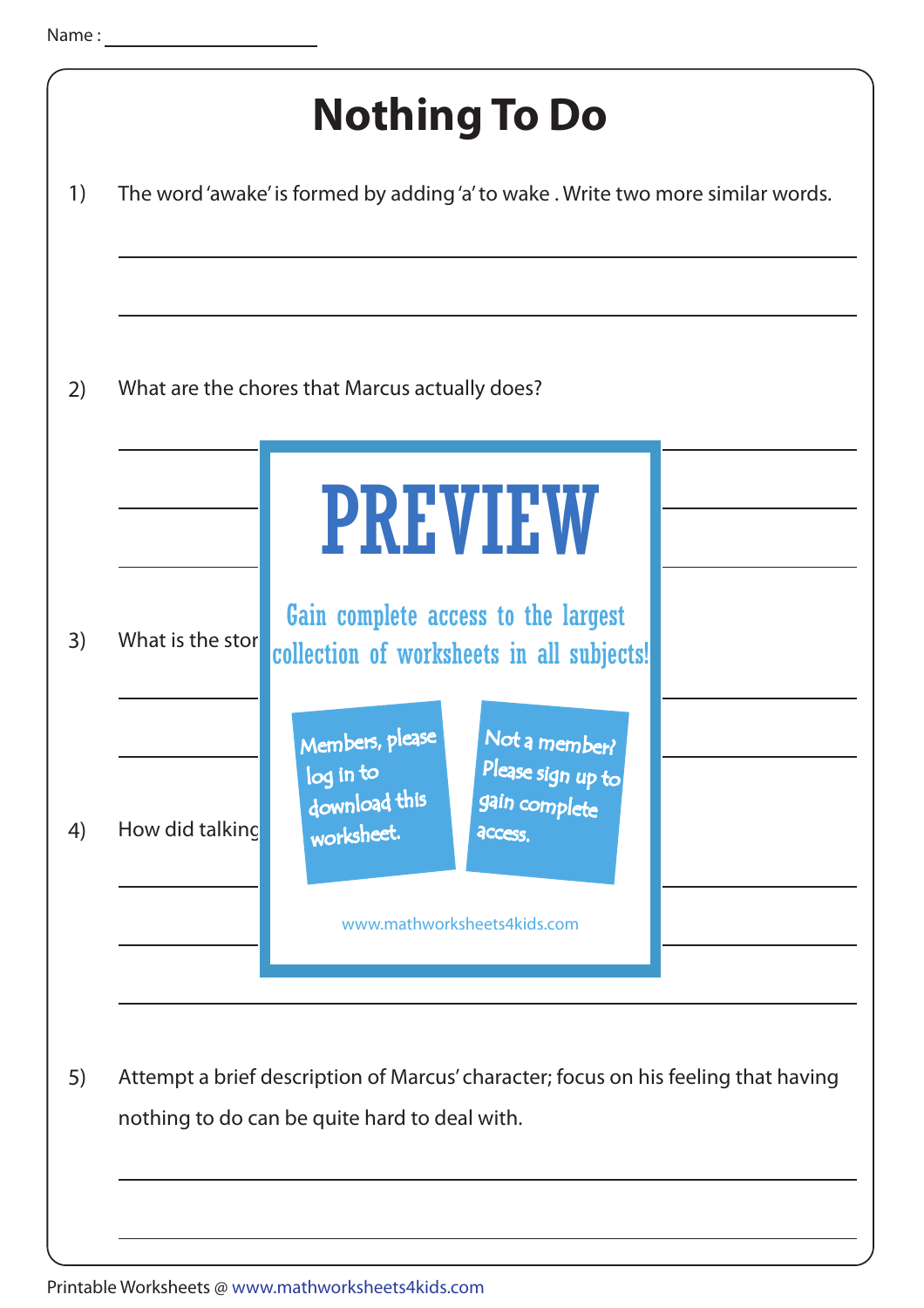Name :

# Nothing To Do

1) The word 'awake' is formed by adding 'a' to wake . Write two more similar words.

2) What are the chores that Marcus actually does?

PREVIEW

Gain complete access to the largest collection of worksheets in all subjects!

Members, please log in to download this worksheet.

Not a member? Please sign up to gain complete access.

www.mathworksheets4kids.com

3) What is the stor

4) How did talking

5) Attempt a brief description of Marcus' character; focus on his feeling that having nothing to do can be quite hard to deal with.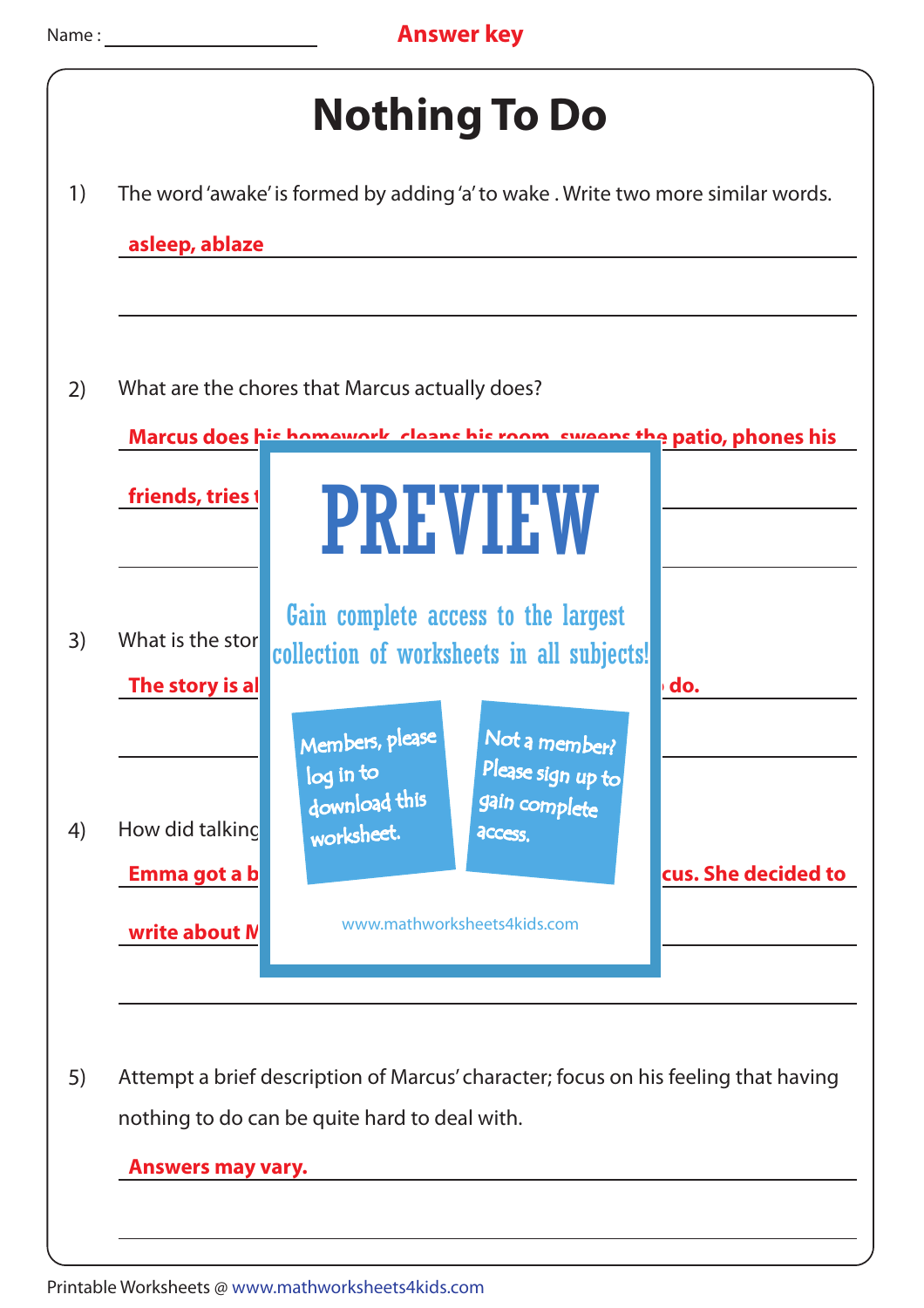Name : ____________________ **Answer key**

# Nothing To Do

1) The word 'awake' is formed by adding 'a' to wake . Write two more similar words.

**asleep, ablaze**

2) What are the chores that Marcus actually does?

**Marcus does his homework, cleans his room, sweeps the patio, phones his**

**friends, tries t**

PREVIEW

Gain complete access to the largest collection of worksheets in all subjects!

Members, please log in to download this worksheet.

Not a member? Please sign up to gain complete access.

www.mathworksheets4kids.com

3) What is the stor

**The story is al** **do.**

4) How did talking

**Emma got a b** **cus. She decided to**

**write about M**

5) Attempt a brief description of Marcus' character; focus on his feeling that having nothing to do can be quite hard to deal with.

**Answers may vary.**